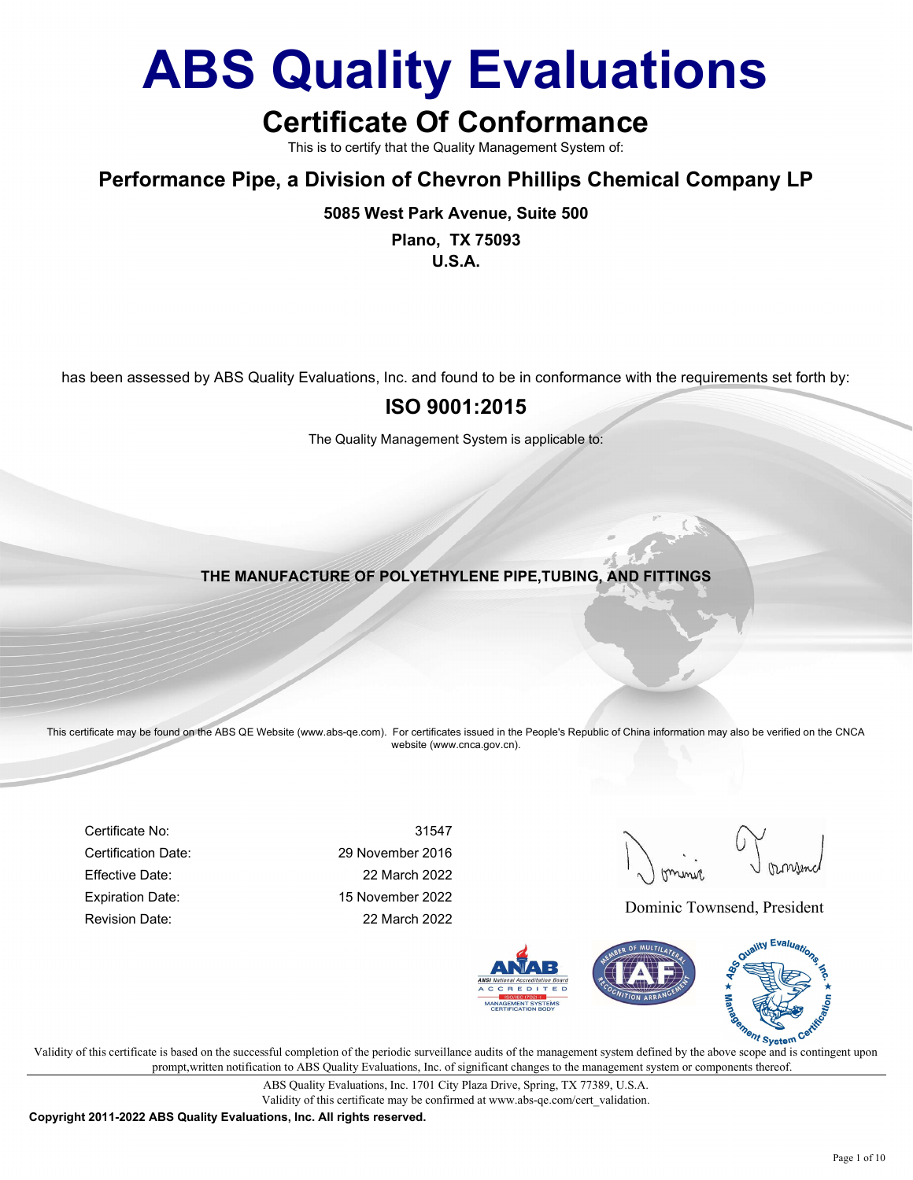# ABS Quality Evaluations

## Certificate Of Conformance

This is to certify that the Quality Management System of:

### Performance Pipe, a Division of Chevron Phillips Chemical Company LP

**5085 West Park Avenue, Suite 500**

**Plano, TX 75093**
**U.S.A.**

has been assessed by ABS Quality Evaluations, Inc. and found to be in conformance with the requirements set forth by:

### ISO 9001:2015

The Quality Management System is applicable to:

**THE MANUFACTURE OF POLYETHYLENE PIPE,TUBING, AND FITTINGS**

This certificate may be found on the ABS QE Website (www.abs-qe.com). For certificates issued in the People's Republic of China information may also be verified on the CNCA website (www.cnca.gov.cn).

| | |
|---|---|
| Certificate No: | 31547 |
| Certification Date: | 29 November 2016 |
| Effective Date: | 22 March 2022 |
| Expiration Date: | 15 November 2022 |
| Revision Date: | 22 March 2022 |

Dominic Townsend, President

Validity of this certificate is based on the successful completion of the periodic surveillance audits of the management system defined by the above scope and is contingent upon prompt,written notification to ABS Quality Evaluations, Inc. of significant changes to the management system or components thereof.

ABS Quality Evaluations, Inc. 1701 City Plaza Drive, Spring, TX 77389, U.S.A.
Validity of this certificate may be confirmed at www.abs-qe.com/cert_validation.

**Copyright 2011-2022 ABS Quality Evaluations, Inc. All rights reserved.**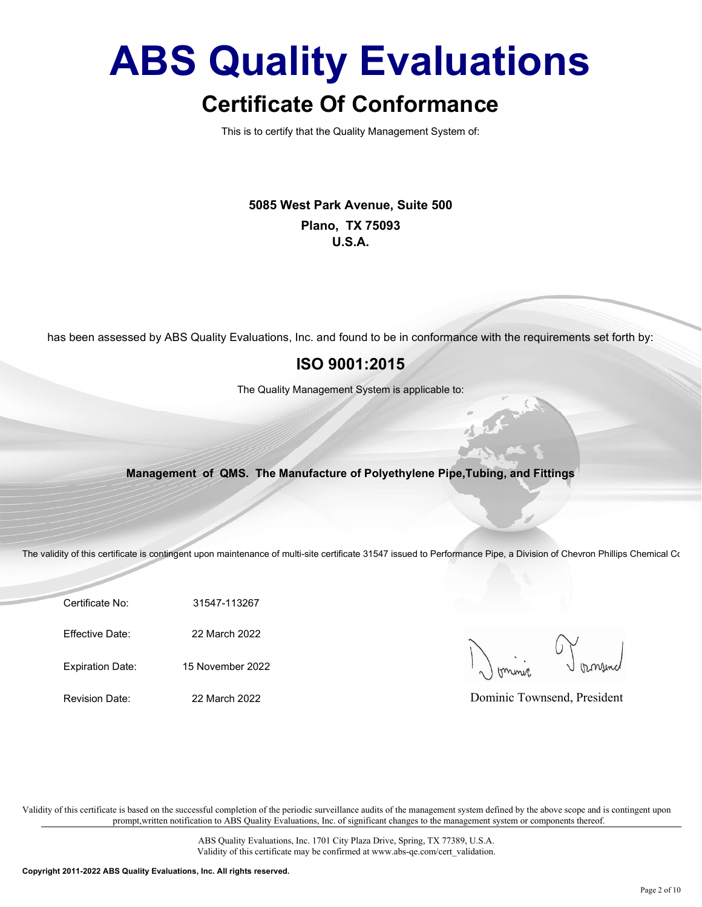# ABS Quality Evaluations

## Certificate Of Conformance

This is to certify that the Quality Management System of:

**5085 West Park Avenue, Suite 500**
**Plano, TX 75093**
**U.S.A.**

has been assessed by ABS Quality Evaluations, Inc. and found to be in conformance with the requirements set forth by:

## ISO 9001:2015

The Quality Management System is applicable to:

**Management of QMS. The Manufacture of Polyethylene Pipe,Tubing, and Fittings**

The validity of this certificate is contingent upon maintenance of multi-site certificate 31547 issued to Performance Pipe, a Division of Chevron Phillips Chemical Co

| | |
|---|---|
| Certificate No: | 31547-113267 |
| Effective Date: | 22 March 2022 |
| Expiration Date: | 15 November 2022 |
| Revision Date: | 22 March 2022 |

Dominic Townsend, President

Validity of this certificate is based on the successful completion of the periodic surveillance audits of the management system defined by the above scope and is contingent upon prompt,written notification to ABS Quality Evaluations, Inc. of significant changes to the management system or components thereof.

ABS Quality Evaluations, Inc. 1701 City Plaza Drive, Spring, TX 77389, U.S.A.
Validity of this certificate may be confirmed at www.abs-qe.com/cert_validation.

**Copyright 2011-2022 ABS Quality Evaluations, Inc. All rights reserved.**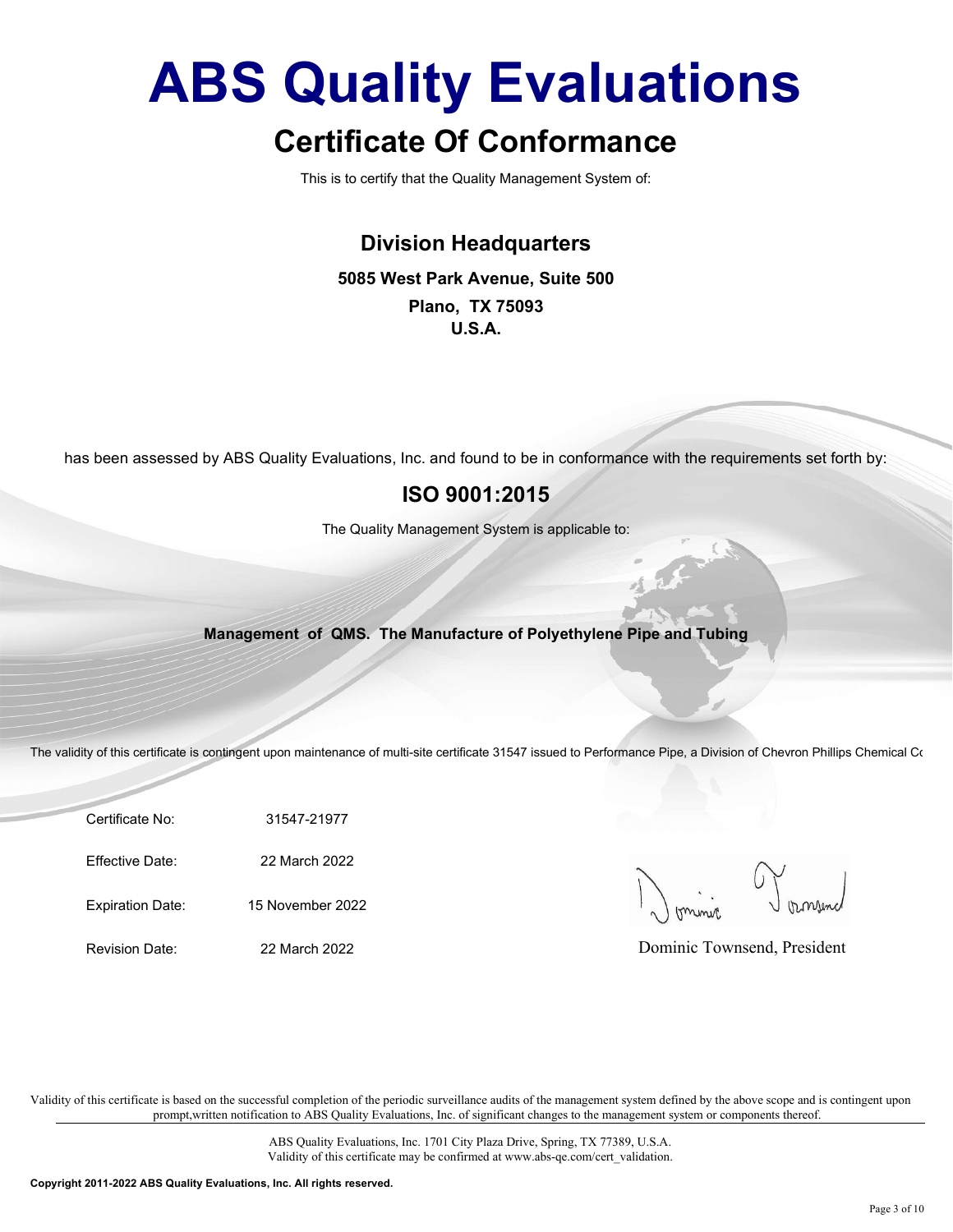# ABS Quality Evaluations

## Certificate Of Conformance

This is to certify that the Quality Management System of:

### Division Headquarters

**5085 West Park Avenue, Suite 500**

**Plano, TX 75093**

**U.S.A.**

has been assessed by ABS Quality Evaluations, Inc. and found to be in conformance with the requirements set forth by:

### ISO 9001:2015

The Quality Management System is applicable to:

**Management of QMS. The Manufacture of Polyethylene Pipe and Tubing**

The validity of this certificate is contingent upon maintenance of multi-site certificate 31547 issued to Performance Pipe, a Division of Chevron Phillips Chemical Co

| | |
|---|---|
| Certificate No: | 31547-21977 |
| Effective Date: | 22 March 2022 |
| Expiration Date: | 15 November 2022 |
| Revision Date: | 22 March 2022 |

Dominic Townsend, President

Validity of this certificate is based on the successful completion of the periodic surveillance audits of the management system defined by the above scope and is contingent upon prompt,written notification to ABS Quality Evaluations, Inc. of significant changes to the management system or components thereof.

ABS Quality Evaluations, Inc. 1701 City Plaza Drive, Spring, TX 77389, U.S.A.
Validity of this certificate may be confirmed at www.abs-qe.com/cert_validation.

**Copyright 2011-2022 ABS Quality Evaluations, Inc. All rights reserved.**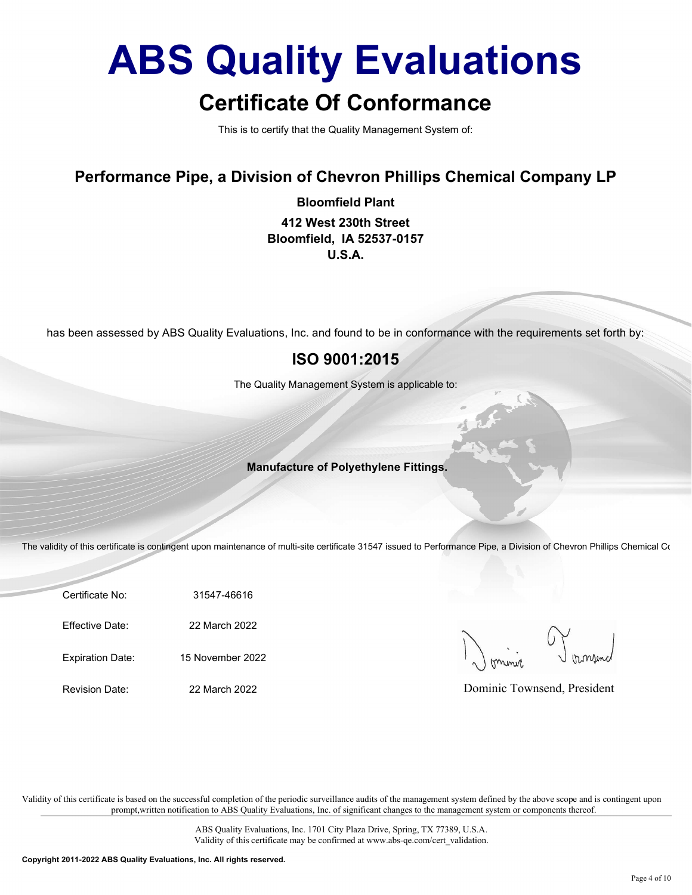# ABS Quality Evaluations

## Certificate Of Conformance

This is to certify that the Quality Management System of:

### Performance Pipe, a Division of Chevron Phillips Chemical Company LP

**Bloomfield Plant**

**412 West 230th Street**
**Bloomfield, IA 52537-0157**
**U.S.A.**

has been assessed by ABS Quality Evaluations, Inc. and found to be in conformance with the requirements set forth by:

### ISO 9001:2015

The Quality Management System is applicable to:

**Manufacture of Polyethylene Fittings.**

The validity of this certificate is contingent upon maintenance of multi-site certificate 31547 issued to Performance Pipe, a Division of Chevron Phillips Chemical Co

| | |
|---|---|
| Certificate No: | 31547-46616 |
| Effective Date: | 22 March 2022 |
| Expiration Date: | 15 November 2022 |
| Revision Date: | 22 March 2022 |

Dominic Townsend, President

Validity of this certificate is based on the successful completion of the periodic surveillance audits of the management system defined by the above scope and is contingent upon prompt,written notification to ABS Quality Evaluations, Inc. of significant changes to the management system or components thereof.

ABS Quality Evaluations, Inc. 1701 City Plaza Drive, Spring, TX 77389, U.S.A.
Validity of this certificate may be confirmed at www.abs-qe.com/cert_validation.

**Copyright 2011-2022 ABS Quality Evaluations, Inc. All rights reserved.**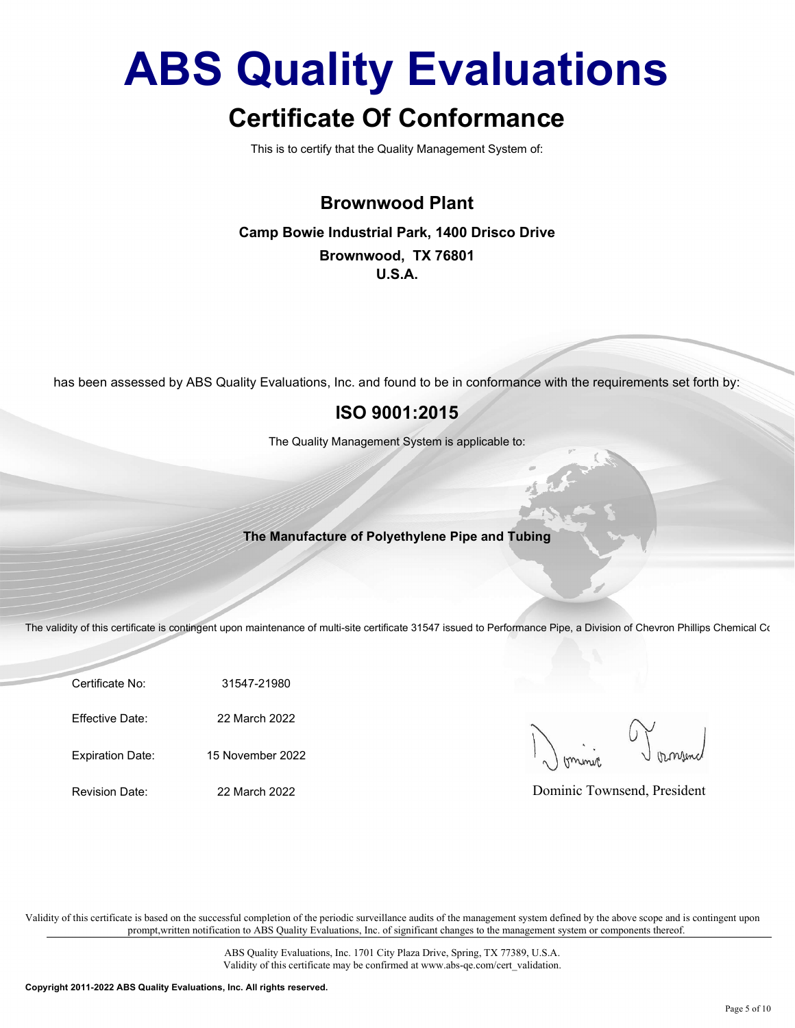# ABS Quality Evaluations

## Certificate Of Conformance

This is to certify that the Quality Management System of:

### Brownwood Plant

**Camp Bowie Industrial Park, 1400 Drisco Drive**

**Brownwood, TX 76801**

**U.S.A.**

has been assessed by ABS Quality Evaluations, Inc. and found to be in conformance with the requirements set forth by:

### ISO 9001:2015

The Quality Management System is applicable to:

**The Manufacture of Polyethylene Pipe and Tubing**

The validity of this certificate is contingent upon maintenance of multi-site certificate 31547 issued to Performance Pipe, a Division of Chevron Phillips Chemical Co

| | |
|---|---|
| Certificate No: | 31547-21980 |
| Effective Date: | 22 March 2022 |
| Expiration Date: | 15 November 2022 |
| Revision Date: | 22 March 2022 |

Dominic Townsend, President

Validity of this certificate is based on the successful completion of the periodic surveillance audits of the management system defined by the above scope and is contingent upon prompt,written notification to ABS Quality Evaluations, Inc. of significant changes to the management system or components thereof.

ABS Quality Evaluations, Inc. 1701 City Plaza Drive, Spring, TX 77389, U.S.A.
Validity of this certificate may be confirmed at www.abs-qe.com/cert_validation.

**Copyright 2011-2022 ABS Quality Evaluations, Inc. All rights reserved.**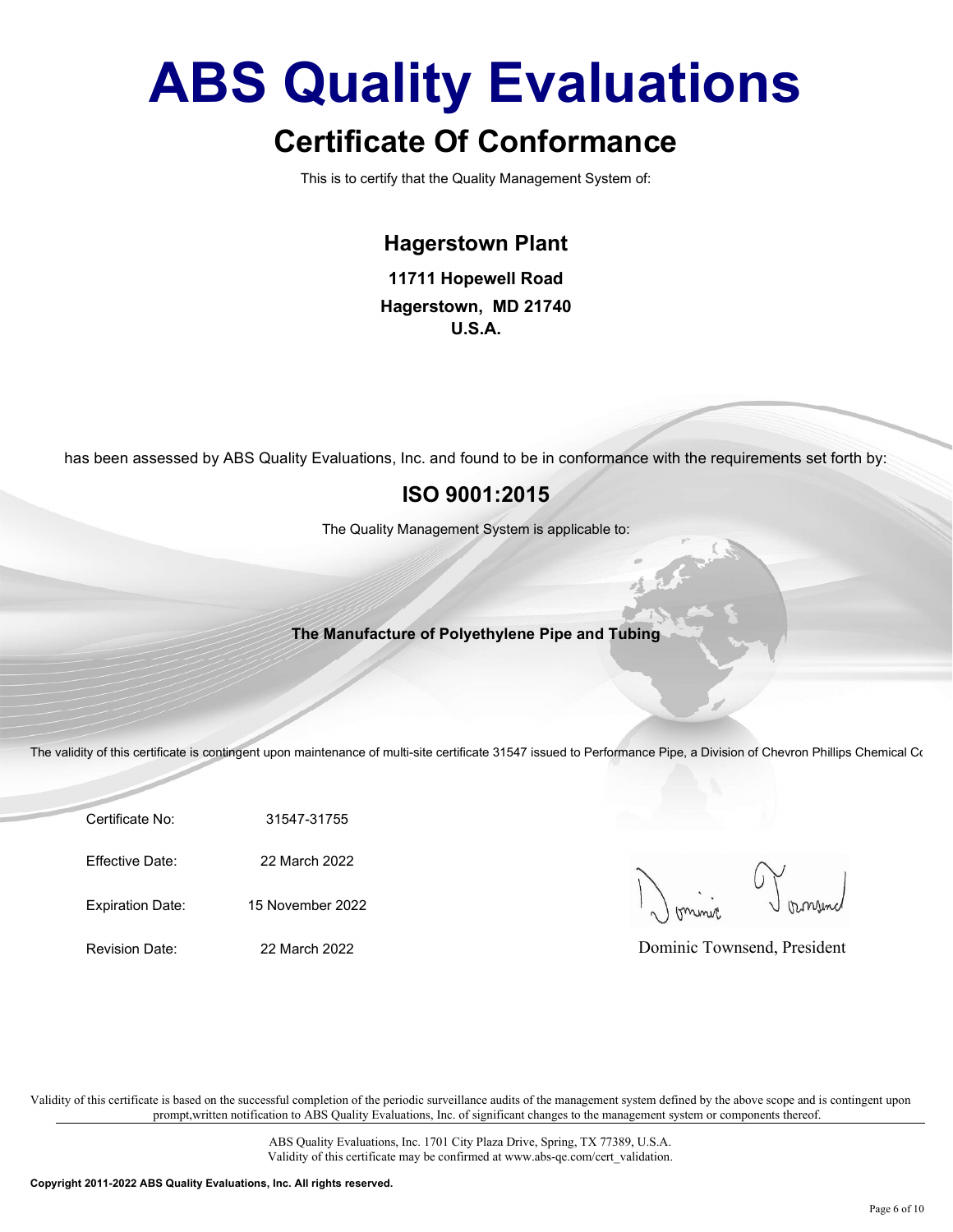# ABS Quality Evaluations

## Certificate Of Conformance

This is to certify that the Quality Management System of:

### Hagerstown Plant

**11711 Hopewell Road**
**Hagerstown, MD 21740**
**U.S.A.**

has been assessed by ABS Quality Evaluations, Inc. and found to be in conformance with the requirements set forth by:

## ISO 9001:2015

The Quality Management System is applicable to:

**The Manufacture of Polyethylene Pipe and Tubing**

The validity of this certificate is contingent upon maintenance of multi-site certificate 31547 issued to Performance Pipe, a Division of Chevron Phillips Chemical Co

| | |
|---|---|
| Certificate No: | 31547-31755 |
| Effective Date: | 22 March 2022 |
| Expiration Date: | 15 November 2022 |
| Revision Date: | 22 March 2022 |

Dominic Townsend, President

Validity of this certificate is based on the successful completion of the periodic surveillance audits of the management system defined by the above scope and is contingent upon prompt,written notification to ABS Quality Evaluations, Inc. of significant changes to the management system or components thereof.

ABS Quality Evaluations, Inc. 1701 City Plaza Drive, Spring, TX 77389, U.S.A.
Validity of this certificate may be confirmed at www.abs-qe.com/cert_validation.

**Copyright 2011-2022 ABS Quality Evaluations, Inc. All rights reserved.**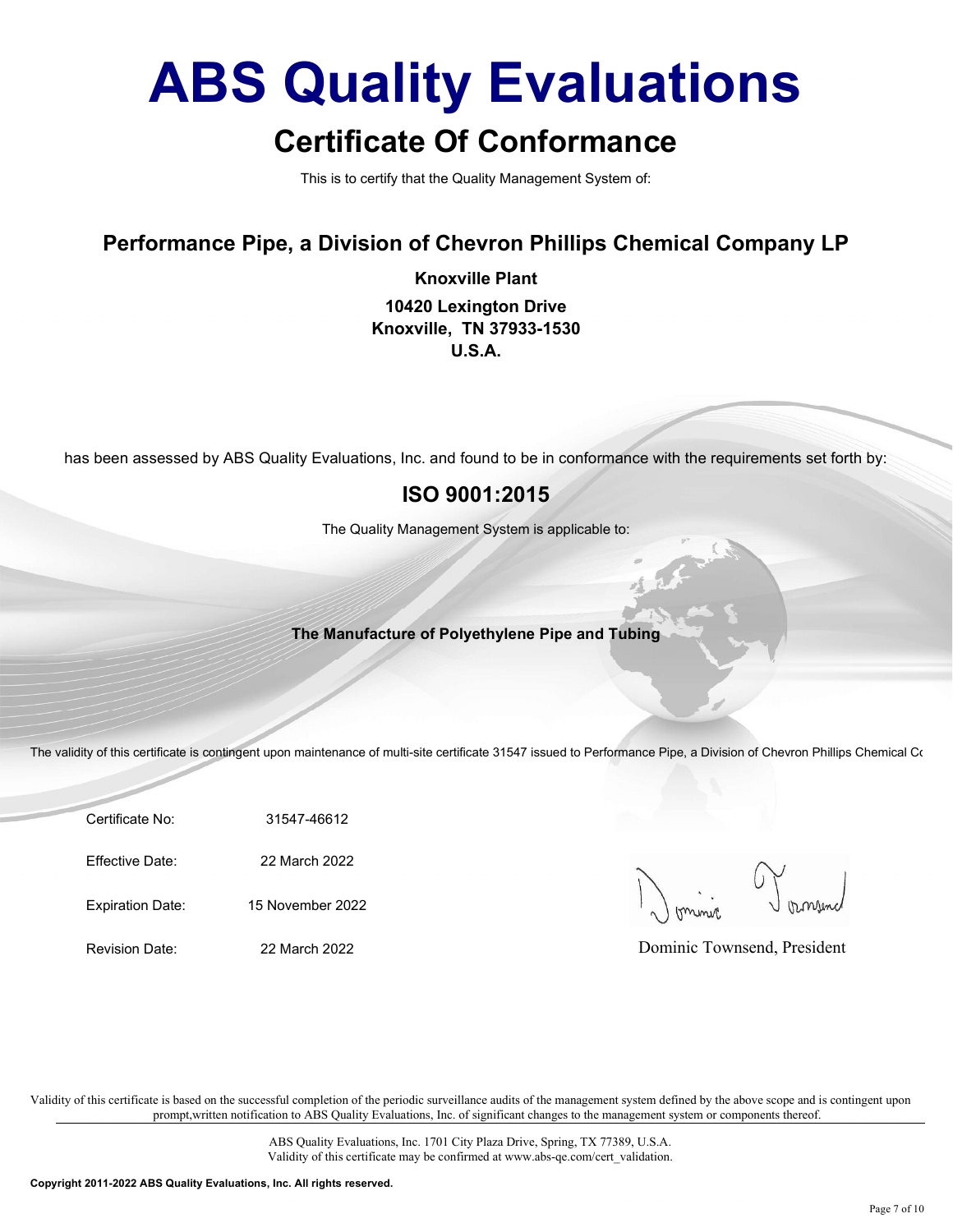# ABS Quality Evaluations

## Certificate Of Conformance

This is to certify that the Quality Management System of:

### Performance Pipe, a Division of Chevron Phillips Chemical Company LP

**Knoxville Plant**

**10420 Lexington Drive**
**Knoxville, TN 37933-1530**
**U.S.A.**

has been assessed by ABS Quality Evaluations, Inc. and found to be in conformance with the requirements set forth by:

## ISO 9001:2015

The Quality Management System is applicable to:

**The Manufacture of Polyethylene Pipe and Tubing**

The validity of this certificate is contingent upon maintenance of multi-site certificate 31547 issued to Performance Pipe, a Division of Chevron Phillips Chemical Co

| | |
|---|---|
| Certificate No: | 31547-46612 |
| Effective Date: | 22 March 2022 |
| Expiration Date: | 15 November 2022 |
| Revision Date: | 22 March 2022 |

Dominic Townsend, President

Validity of this certificate is based on the successful completion of the periodic surveillance audits of the management system defined by the above scope and is contingent upon prompt,written notification to ABS Quality Evaluations, Inc. of significant changes to the management system or components thereof.

ABS Quality Evaluations, Inc. 1701 City Plaza Drive, Spring, TX 77389, U.S.A.
Validity of this certificate may be confirmed at www.abs-qe.com/cert_validation.

**Copyright 2011-2022 ABS Quality Evaluations, Inc. All rights reserved.**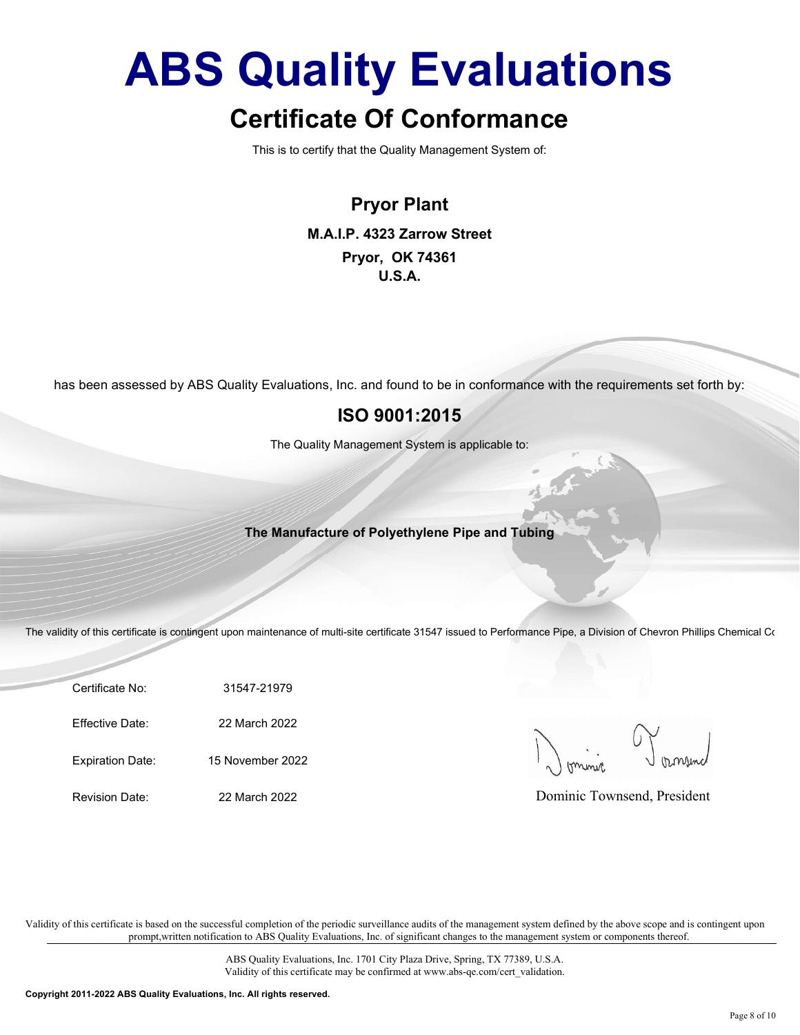# ABS Quality Evaluations

## Certificate Of Conformance

This is to certify that the Quality Management System of:

**Pryor Plant**

**M.A.I.P. 4323 Zarrow Street**

**Pryor, OK 74361**

**U.S.A.**

has been assessed by ABS Quality Evaluations, Inc. and found to be in conformance with the requirements set forth by:

## ISO 9001:2015

The Quality Management System is applicable to:

**The Manufacture of Polyethylene Pipe and Tubing**

The validity of this certificate is contingent upon maintenance of multi-site certificate 31547 issued to Performance Pipe, a Division of Chevron Phillips Chemical Co

| | |
|---|---|
| Certificate No: | 31547-21979 |
| Effective Date: | 22 March 2022 |
| Expiration Date: | 15 November 2022 |
| Revision Date: | 22 March 2022 |

Dominic Townsend, President

Validity of this certificate is based on the successful completion of the periodic surveillance audits of the management system defined by the above scope and is contingent upon prompt,written notification to ABS Quality Evaluations, Inc. of significant changes to the management system or components thereof.

ABS Quality Evaluations, Inc. 1701 City Plaza Drive, Spring, TX 77389, U.S.A.
Validity of this certificate may be confirmed at www.abs-qe.com/cert_validation.

**Copyright 2011-2022 ABS Quality Evaluations, Inc. All rights reserved.**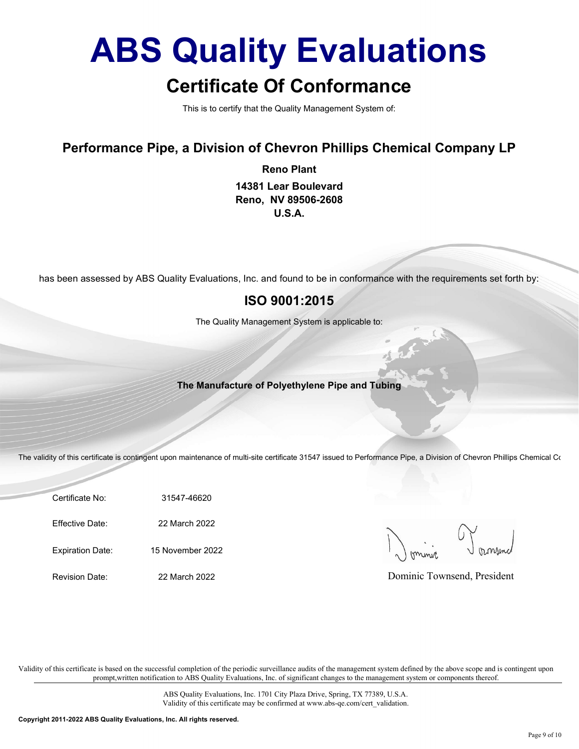# ABS Quality Evaluations

## Certificate Of Conformance

This is to certify that the Quality Management System of:

### Performance Pipe, a Division of Chevron Phillips Chemical Company LP

**Reno Plant**

**14381 Lear Boulevard**
**Reno, NV 89506-2608**
**U.S.A.**

has been assessed by ABS Quality Evaluations, Inc. and found to be in conformance with the requirements set forth by:

## ISO 9001:2015

The Quality Management System is applicable to:

**The Manufacture of Polyethylene Pipe and Tubing**

The validity of this certificate is contingent upon maintenance of multi-site certificate 31547 issued to Performance Pipe, a Division of Chevron Phillips Chemical Co

| | |
|---|---|
| Certificate No: | 31547-46620 |
| Effective Date: | 22 March 2022 |
| Expiration Date: | 15 November 2022 |
| Revision Date: | 22 March 2022 |

Dominic Townsend, President

Validity of this certificate is based on the successful completion of the periodic surveillance audits of the management system defined by the above scope and is contingent upon prompt,written notification to ABS Quality Evaluations, Inc. of significant changes to the management system or components thereof.

ABS Quality Evaluations, Inc. 1701 City Plaza Drive, Spring, TX 77389, U.S.A.
Validity of this certificate may be confirmed at www.abs-qe.com/cert_validation.

**Copyright 2011-2022 ABS Quality Evaluations, Inc. All rights reserved.**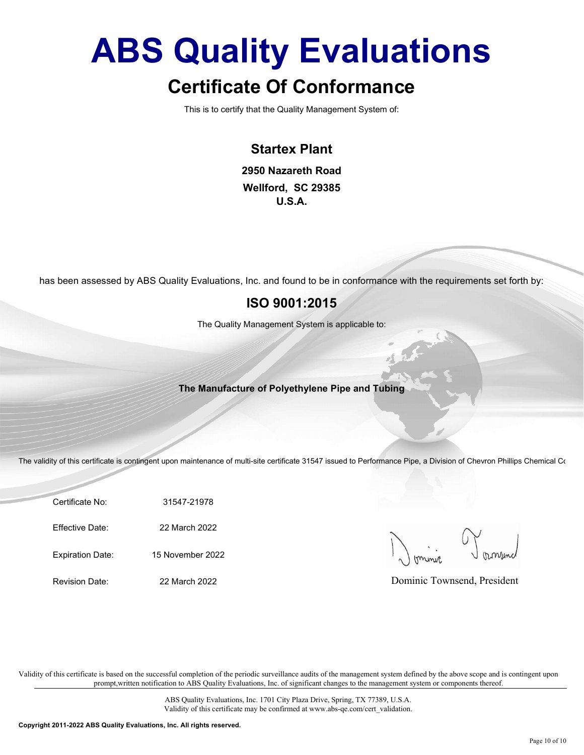# ABS Quality Evaluations

## Certificate Of Conformance

This is to certify that the Quality Management System of:

**Startex Plant**

**2950 Nazareth Road**

**Wellford, SC 29385**

**U.S.A.**

has been assessed by ABS Quality Evaluations, Inc. and found to be in conformance with the requirements set forth by:

## ISO 9001:2015

The Quality Management System is applicable to:

**The Manufacture of Polyethylene Pipe and Tubing**

The validity of this certificate is contingent upon maintenance of multi-site certificate 31547 issued to Performance Pipe, a Division of Chevron Phillips Chemical Co

| | |
|---|---|
| Certificate No: | 31547-21978 |
| Effective Date: | 22 March 2022 |
| Expiration Date: | 15 November 2022 |
| Revision Date: | 22 March 2022 |

Dominic Townsend, President

Validity of this certificate is based on the successful completion of the periodic surveillance audits of the management system defined by the above scope and is contingent upon prompt,written notification to ABS Quality Evaluations, Inc. of significant changes to the management system or components thereof.

ABS Quality Evaluations, Inc. 1701 City Plaza Drive, Spring, TX 77389, U.S.A.
Validity of this certificate may be confirmed at www.abs-qe.com/cert_validation.

**Copyright 2011-2022 ABS Quality Evaluations, Inc. All rights reserved.**